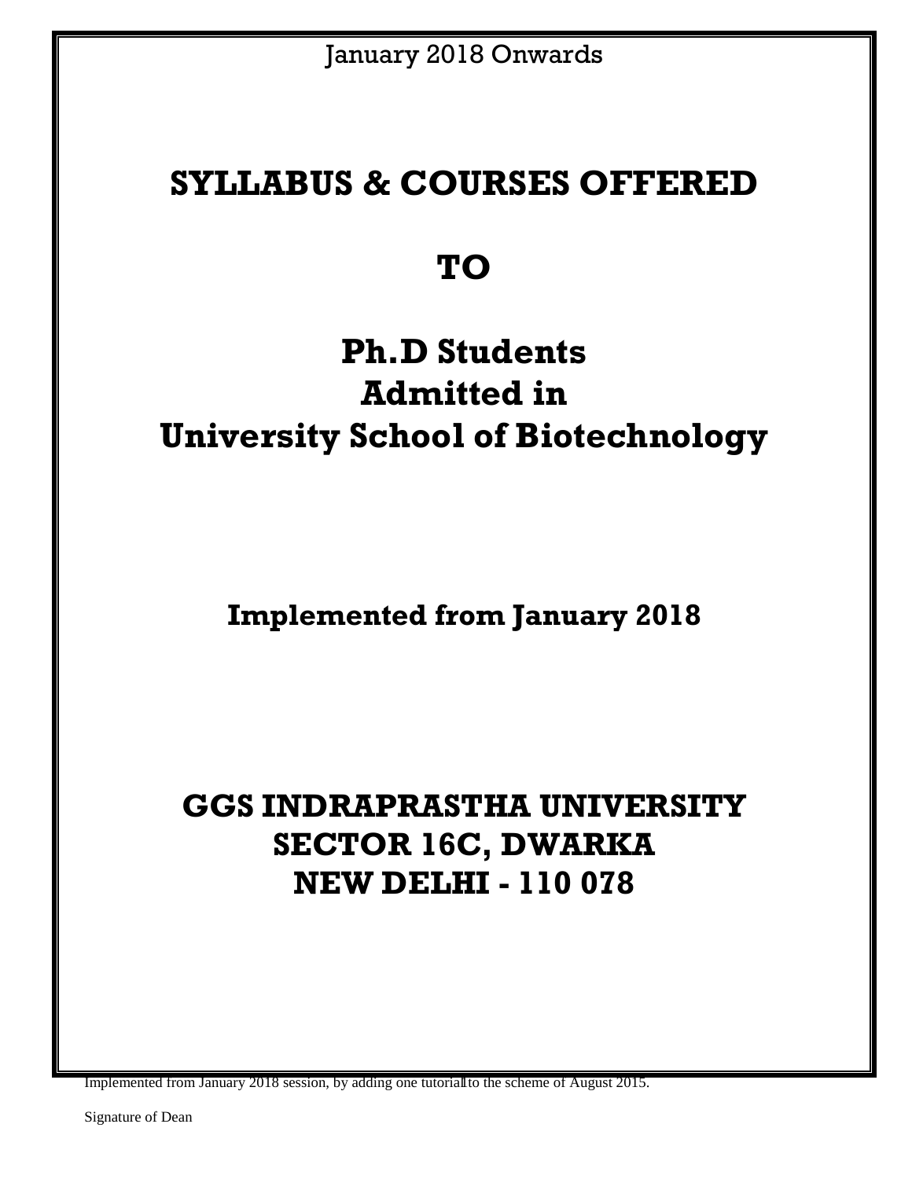January 2018 Onwards

# SYLLABUS & COURSES OFFERED

# TO

# Ph.D Students
# Admitted in
# University School of Biotechnology

## Implemented from January 2018

## GGS INDRAPRASTHA UNIVERSITY
## SECTOR 16C, DWARKA
## NEW DELHI - 110 078

Implemented from January 2018 session, by adding one tutorial to the scheme of August 2015.

Signature of Dean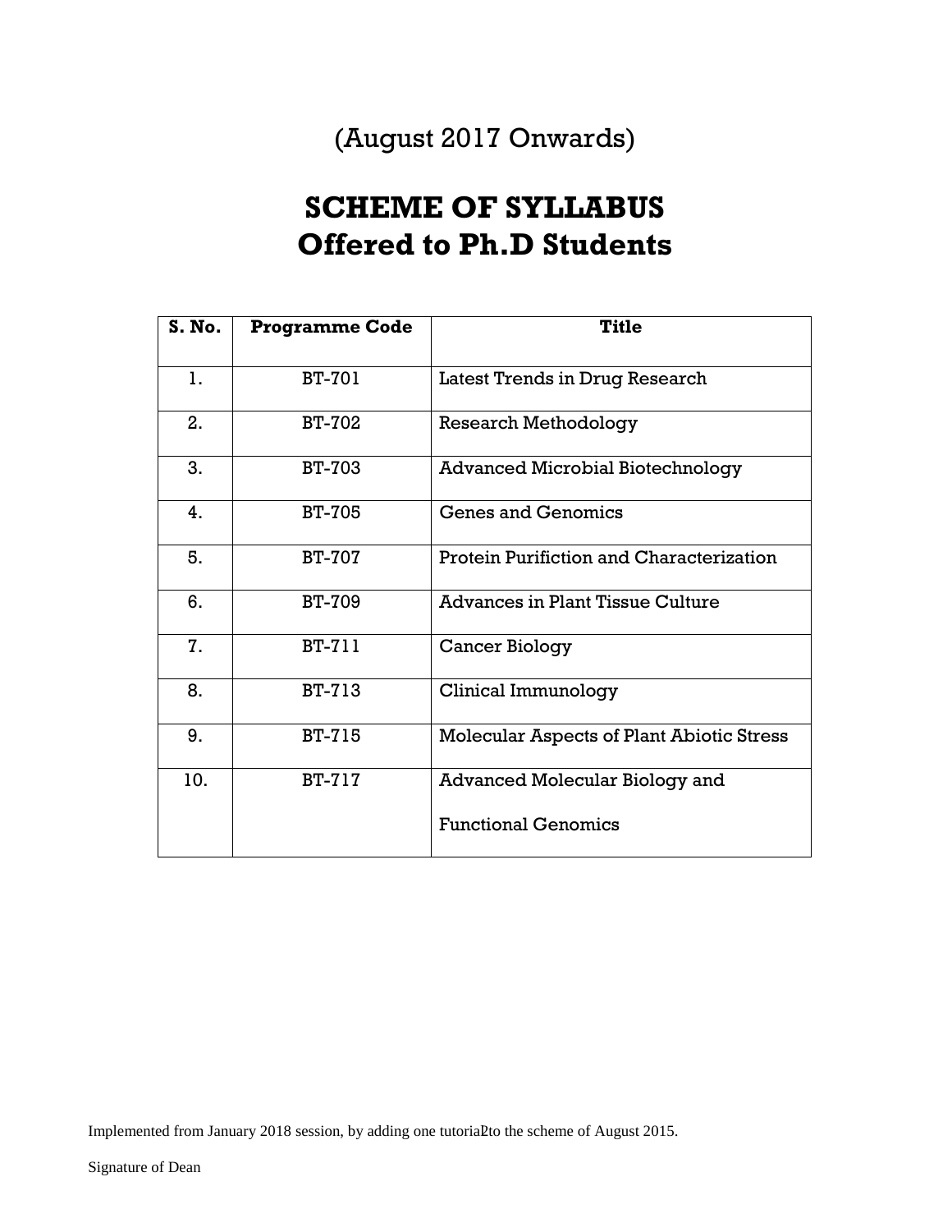(August 2017 Onwards)

# SCHEME OF SYLLABUS
# Offered to Ph.D Students

| S. No. | Programme Code | Title |
|---|---|---|
| 1. | BT-701 | Latest Trends in Drug Research |
| 2. | BT-702 | Research Methodology |
| 3. | BT-703 | Advanced Microbial Biotechnology |
| 4. | BT-705 | Genes and Genomics |
| 5. | BT-707 | Protein Purifiction and Characterization |
| 6. | BT-709 | Advances in Plant Tissue Culture |
| 7. | BT-711 | Cancer Biology |
| 8. | BT-713 | Clinical Immunology |
| 9. | BT-715 | Molecular Aspects of Plant Abiotic Stress |
| 10. | BT-717 | Advanced Molecular Biology and Functional Genomics |

Implemented from January 2018 session, by adding one tutorial to the scheme of August 2015.

Signature of Dean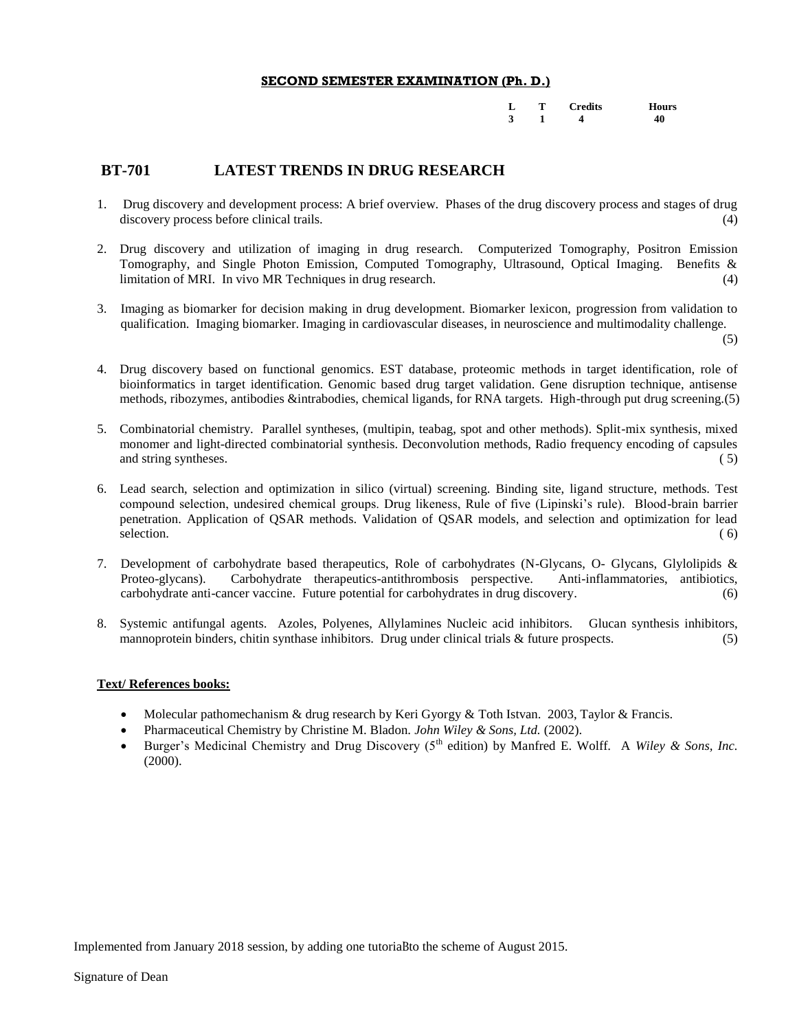**SECOND SEMESTER EXAMINATION (Ph. D.)**

| L | T | Credits | Hours |
|---|---|---|---|
| 3 | 1 | 4 | 40 |

## BT-701 LATEST TRENDS IN DRUG RESEARCH

1. Drug discovery and development process: A brief overview. Phases of the drug discovery process and stages of drug discovery process before clinical trails. (4)

2. Drug discovery and utilization of imaging in drug research. Computerized Tomography, Positron Emission Tomography, and Single Photon Emission, Computed Tomography, Ultrasound, Optical Imaging. Benefits & limitation of MRI. In vivo MR Techniques in drug research. (4)

3. Imaging as biomarker for decision making in drug development. Biomarker lexicon, progression from validation to qualification. Imaging biomarker. Imaging in cardiovascular diseases, in neuroscience and multimodality challenge. (5)

4. Drug discovery based on functional genomics. EST database, proteomic methods in target identification, role of bioinformatics in target identification. Genomic based drug target validation. Gene disruption technique, antisense methods, ribozymes, antibodies &intrabodies, chemical ligands, for RNA targets. High-through put drug screening.(5)

5. Combinatorial chemistry. Parallel syntheses, (multipin, teabag, spot and other methods). Split-mix synthesis, mixed monomer and light-directed combinatorial synthesis. Deconvolution methods, Radio frequency encoding of capsules and string syntheses. ( 5)

6. Lead search, selection and optimization in silico (virtual) screening. Binding site, ligand structure, methods. Test compound selection, undesired chemical groups. Drug likeness, Rule of five (Lipinski's rule). Blood-brain barrier penetration. Application of QSAR methods. Validation of QSAR models, and selection and optimization for lead selection. ( 6)

7. Development of carbohydrate based therapeutics, Role of carbohydrates (N-Glycans, O- Glycans, Glylolipids & Proteo-glycans). Carbohydrate therapeutics-antithrombosis perspective. Anti-inflammatories, antibiotics, carbohydrate anti-cancer vaccine. Future potential for carbohydrates in drug discovery. (6)

8. Systemic antifungal agents. Azoles, Polyenes, Allylamines Nucleic acid inhibitors. Glucan synthesis inhibitors, mannoprotein binders, chitin synthase inhibitors. Drug under clinical trials & future prospects. (5)

**Text/ References books:**

- Molecular pathomechanism & drug research by Keri Gyorgy & Toth Istvan. 2003, Taylor & Francis.
- Pharmaceutical Chemistry by Christine M. Bladon. *John Wiley & Sons, Ltd.* (2002).
- Burger's Medicinal Chemistry and Drug Discovery (5th edition) by Manfred E. Wolff. A *Wiley & Sons, Inc.* (2000).

Implemented from January 2018 session, by adding one tutorialto the scheme of August 2015.

Signature of Dean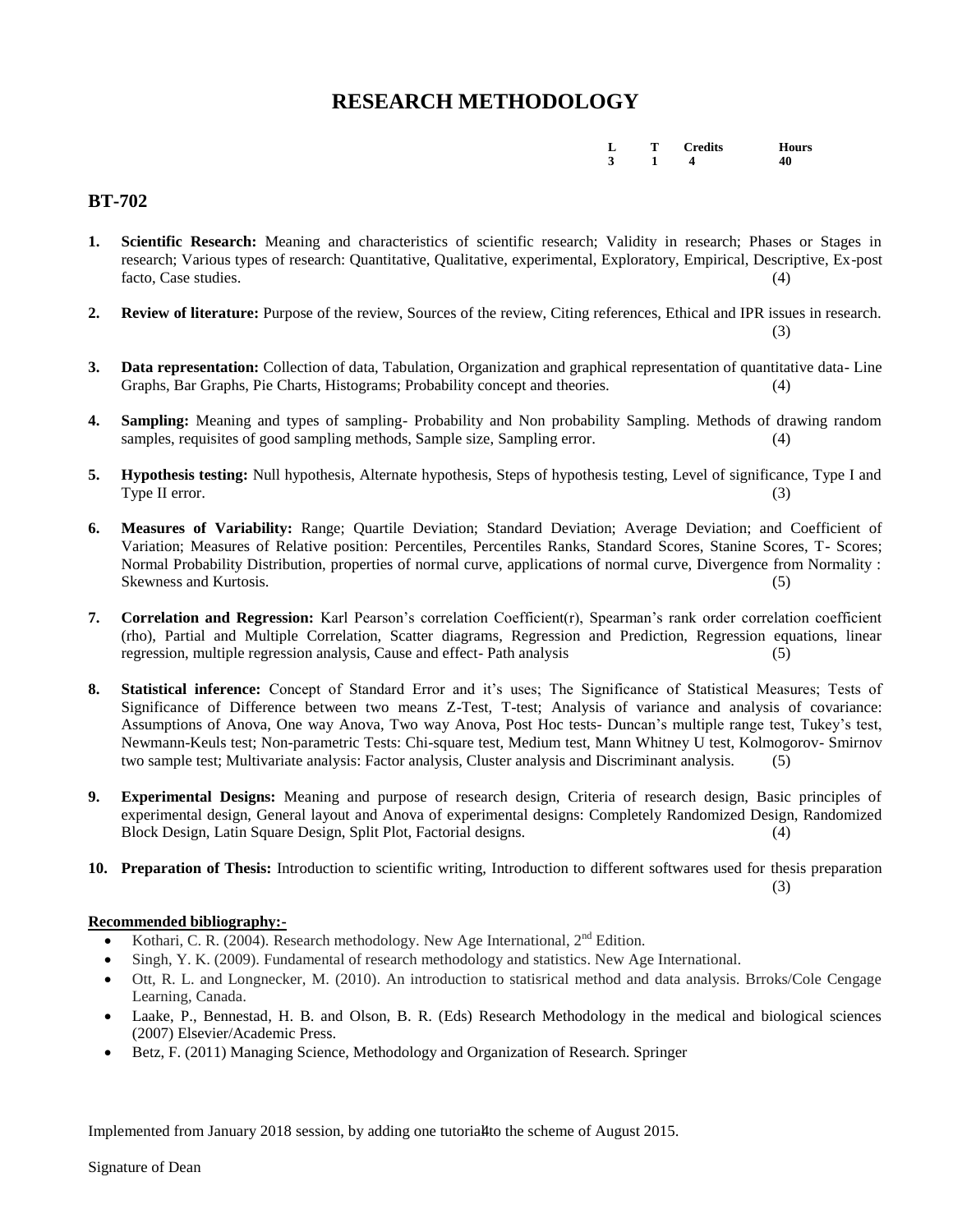# RESEARCH METHODOLOGY

| L | T | Credits | Hours |
|---|---|---|---|
| 3 | 1 | 4 | 40 |

## BT-702

1. **Scientific Research:** Meaning and characteristics of scientific research; Validity in research; Phases or Stages in research; Various types of research: Quantitative, Qualitative, experimental, Exploratory, Empirical, Descriptive, Ex-post facto, Case studies. (4)

2. **Review of literature:** Purpose of the review, Sources of the review, Citing references, Ethical and IPR issues in research. (3)

3. **Data representation:** Collection of data, Tabulation, Organization and graphical representation of quantitative data- Line Graphs, Bar Graphs, Pie Charts, Histograms; Probability concept and theories. (4)

4. **Sampling:** Meaning and types of sampling- Probability and Non probability Sampling. Methods of drawing random samples, requisites of good sampling methods, Sample size, Sampling error. (4)

5. **Hypothesis testing:** Null hypothesis, Alternate hypothesis, Steps of hypothesis testing, Level of significance, Type I and Type II error. (3)

6. **Measures of Variability:** Range; Quartile Deviation; Standard Deviation; Average Deviation; and Coefficient of Variation; Measures of Relative position: Percentiles, Percentiles Ranks, Standard Scores, Stanine Scores, T- Scores; Normal Probability Distribution, properties of normal curve, applications of normal curve, Divergence from Normality : Skewness and Kurtosis. (5)

7. **Correlation and Regression:** Karl Pearson's correlation Coefficient(r), Spearman's rank order correlation coefficient (rho), Partial and Multiple Correlation, Scatter diagrams, Regression and Prediction, Regression equations, linear regression, multiple regression analysis, Cause and effect- Path analysis (5)

8. **Statistical inference:** Concept of Standard Error and it's uses; The Significance of Statistical Measures; Tests of Significance of Difference between two means Z-Test, T-test; Analysis of variance and analysis of covariance: Assumptions of Anova, One way Anova, Two way Anova, Post Hoc tests- Duncan's multiple range test, Tukey's test, Newmann-Keuls test; Non-parametric Tests: Chi-square test, Medium test, Mann Whitney U test, Kolmogorov- Smirnov two sample test; Multivariate analysis: Factor analysis, Cluster analysis and Discriminant analysis. (5)

9. **Experimental Designs:** Meaning and purpose of research design, Criteria of research design, Basic principles of experimental design, General layout and Anova of experimental designs: Completely Randomized Design, Randomized Block Design, Latin Square Design, Split Plot, Factorial designs. (4)

10. **Preparation of Thesis:** Introduction to scientific writing, Introduction to different softwares used for thesis preparation (3)

**Recommended bibliography:-**

- Kothari, C. R. (2004). Research methodology. New Age International, 2nd Edition.
- Singh, Y. K. (2009). Fundamental of research methodology and statistics. New Age International.
- Ott, R. L. and Longnecker, M. (2010). An introduction to statisrical method and data analysis. Brroks/Cole Cengage Learning, Canada.
- Laake, P., Bennestad, H. B. and Olson, B. R. (Eds) Research Methodology in the medical and biological sciences (2007) Elsevier/Academic Press.
- Betz, F. (2011) Managing Science, Methodology and Organization of Research. Springer

Implemented from January 2018 session, by adding one tutorial to the scheme of August 2015.

Signature of Dean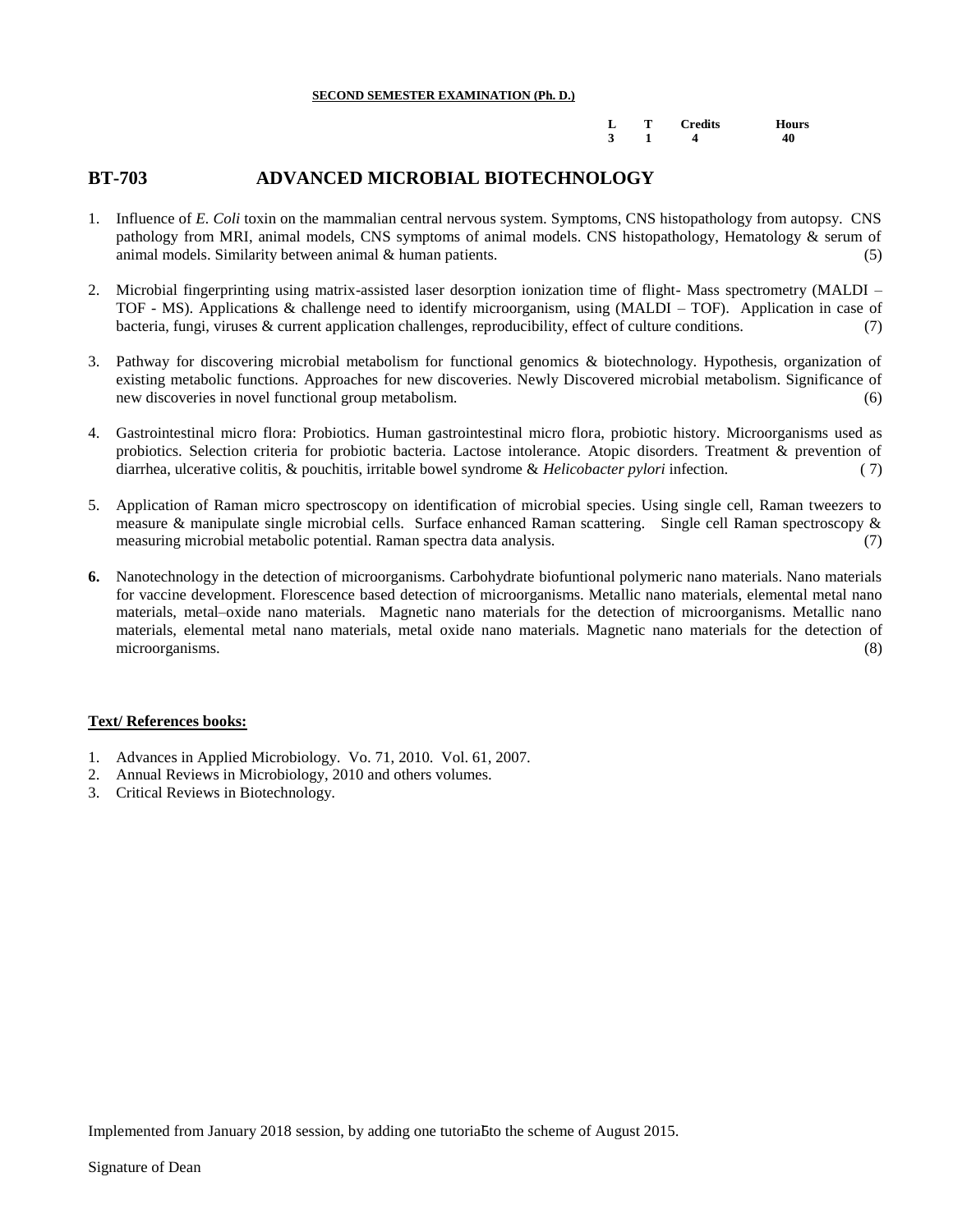**SECOND SEMESTER EXAMINATION (Ph. D.)**

| L | T | Credits | Hours |
|---|---|---|---|
| 3 | 1 | 4 | 40 |

## BT-703 ADVANCED MICROBIAL BIOTECHNOLOGY

1. Influence of *E. Coli* toxin on the mammalian central nervous system. Symptoms, CNS histopathology from autopsy. CNS pathology from MRI, animal models, CNS symptoms of animal models. CNS histopathology, Hematology & serum of animal models. Similarity between animal & human patients. (5)

2. Microbial fingerprinting using matrix-assisted laser desorption ionization time of flight- Mass spectrometry (MALDI – TOF - MS). Applications & challenge need to identify microorganism, using (MALDI – TOF). Application in case of bacteria, fungi, viruses & current application challenges, reproducibility, effect of culture conditions. (7)

3. Pathway for discovering microbial metabolism for functional genomics & biotechnology. Hypothesis, organization of existing metabolic functions. Approaches for new discoveries. Newly Discovered microbial metabolism. Significance of new discoveries in novel functional group metabolism. (6)

4. Gastrointestinal micro flora: Probiotics. Human gastrointestinal micro flora, probiotic history. Microorganisms used as probiotics. Selection criteria for probiotic bacteria. Lactose intolerance. Atopic disorders. Treatment & prevention of diarrhea, ulcerative colitis, & pouchitis, irritable bowel syndrome & *Helicobacter pylori* infection. ( 7)

5. Application of Raman micro spectroscopy on identification of microbial species. Using single cell, Raman tweezers to measure & manipulate single microbial cells. Surface enhanced Raman scattering. Single cell Raman spectroscopy & measuring microbial metabolic potential. Raman spectra data analysis. (7)

6. Nanotechnology in the detection of microorganisms. Carbohydrate biofuntional polymeric nano materials. Nano materials for vaccine development. Florescence based detection of microorganisms. Metallic nano materials, elemental metal nano materials, metal–oxide nano materials. Magnetic nano materials for the detection of microorganisms. Metallic nano materials, elemental metal nano materials, metal oxide nano materials. Magnetic nano materials for the detection of microorganisms. (8)

**Text/ References books:**

1. Advances in Applied Microbiology. Vo. 71, 2010. Vol. 61, 2007.
2. Annual Reviews in Microbiology, 2010 and others volumes.
3. Critical Reviews in Biotechnology.

Implemented from January 2018 session, by adding one tutorial to the scheme of August 2015.

Signature of Dean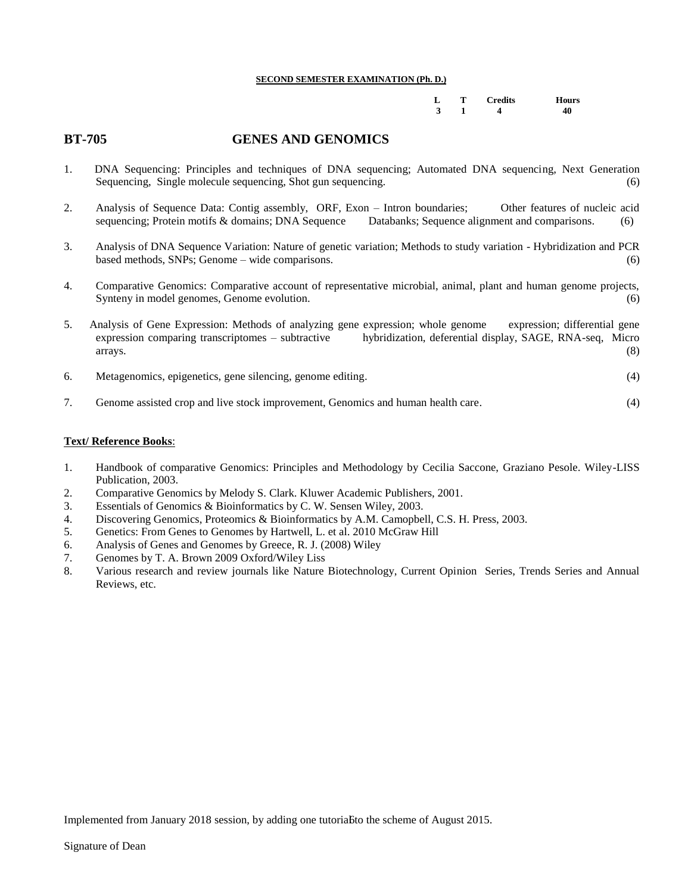**SECOND SEMESTER EXAMINATION (Ph. D.)**

| L | T | Credits | Hours |
|---|---|---|---|
| 3 | 1 | 4 | 40 |

## BT-705 GENES AND GENOMICS

1. DNA Sequencing: Principles and techniques of DNA sequencing; Automated DNA sequencing, Next Generation Sequencing, Single molecule sequencing, Shot gun sequencing. (6)

2. Analysis of Sequence Data: Contig assembly, ORF, Exon – Intron boundaries; Other features of nucleic acid sequencing; Protein motifs & domains; DNA Sequence Databanks; Sequence alignment and comparisons. (6)

3. Analysis of DNA Sequence Variation: Nature of genetic variation; Methods to study variation - Hybridization and PCR based methods, SNPs; Genome – wide comparisons. (6)

4. Comparative Genomics: Comparative account of representative microbial, animal, plant and human genome projects, Synteny in model genomes, Genome evolution. (6)

5. Analysis of Gene Expression: Methods of analyzing gene expression; whole genome expression; differential gene expression comparing transcriptomes – subtractive hybridization, deferential display, SAGE, RNA-seq, Micro arrays. (8)

6. Metagenomics, epigenetics, gene silencing, genome editing. (4)

7. Genome assisted crop and live stock improvement, Genomics and human health care. (4)

**Text/ Reference Books**:

1. Handbook of comparative Genomics: Principles and Methodology by Cecilia Saccone, Graziano Pesole. Wiley-LISS Publication, 2003.
2. Comparative Genomics by Melody S. Clark. Kluwer Academic Publishers, 2001.
3. Essentials of Genomics & Bioinformatics by C. W. Sensen Wiley, 2003.
4. Discovering Genomics, Proteomics & Bioinformatics by A.M. Camopbell, C.S. H. Press, 2003.
5. Genetics: From Genes to Genomes by Hartwell, L. et al. 2010 McGraw Hill
6. Analysis of Genes and Genomes by Greece, R. J. (2008) Wiley
7. Genomes by T. A. Brown 2009 Oxford/Wiley Liss
8. Various research and review journals like Nature Biotechnology, Current Opinion Series, Trends Series and Annual Reviews, etc.

Implemented from January 2018 session, by adding one tutorial to the scheme of August 2015.

Signature of Dean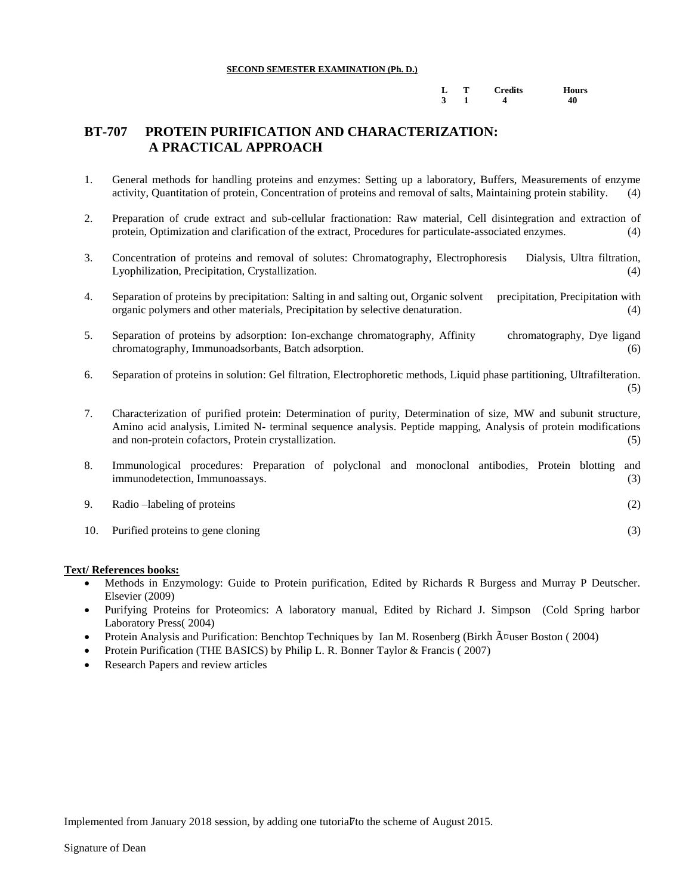**SECOND SEMESTER EXAMINATION (Ph. D.)**

| L | T | Credits | Hours |
|---|---|---|---|
| 3 | 1 | 4 | 40 |

## BT-707 PROTEIN PURIFICATION AND CHARACTERIZATION: A PRACTICAL APPROACH

1. General methods for handling proteins and enzymes: Setting up a laboratory, Buffers, Measurements of enzyme activity, Quantitation of protein, Concentration of proteins and removal of salts, Maintaining protein stability. (4)
2. Preparation of crude extract and sub-cellular fractionation: Raw material, Cell disintegration and extraction of protein, Optimization and clarification of the extract, Procedures for particulate-associated enzymes. (4)
3. Concentration of proteins and removal of solutes: Chromatography, Electrophoresis Dialysis, Ultra filtration, Lyophilization, Precipitation, Crystallization. (4)
4. Separation of proteins by precipitation: Salting in and salting out, Organic solvent precipitation, Precipitation with organic polymers and other materials, Precipitation by selective denaturation. (4)
5. Separation of proteins by adsorption: Ion-exchange chromatography, Affinity chromatography, Dye ligand chromatography, Immunoadsorbants, Batch adsorption. (6)
6. Separation of proteins in solution: Gel filtration, Electrophoretic methods, Liquid phase partitioning, Ultrafilteration. (5)
7. Characterization of purified protein: Determination of purity, Determination of size, MW and subunit structure, Amino acid analysis, Limited N- terminal sequence analysis. Peptide mapping, Analysis of protein modifications and non-protein cofactors, Protein crystallization. (5)
8. Immunological procedures: Preparation of polyclonal and monoclonal antibodies, Protein blotting and immunodetection, Immunoassays. (3)
9. Radio –labeling of proteins (2)
10. Purified proteins to gene cloning (3)

**Text/ References books:**

- Methods in Enzymology: Guide to Protein purification, Edited by Richards R Burgess and Murray P Deutscher. Elsevier (2009)
- Purifying Proteins for Proteomics: A laboratory manual, Edited by Richard J. Simpson (Cold Spring harbor Laboratory Press( 2004)
- Protein Analysis and Purification: Benchtop Techniques by Ian M. Rosenberg (Birkh Ã¤user Boston ( 2004)
- Protein Purification (THE BASICS) by Philip L. R. Bonner Taylor & Francis ( 2007)
- Research Papers and review articles

Implemented from January 2018 session, by adding one tutorial to the scheme of August 2015.

Signature of Dean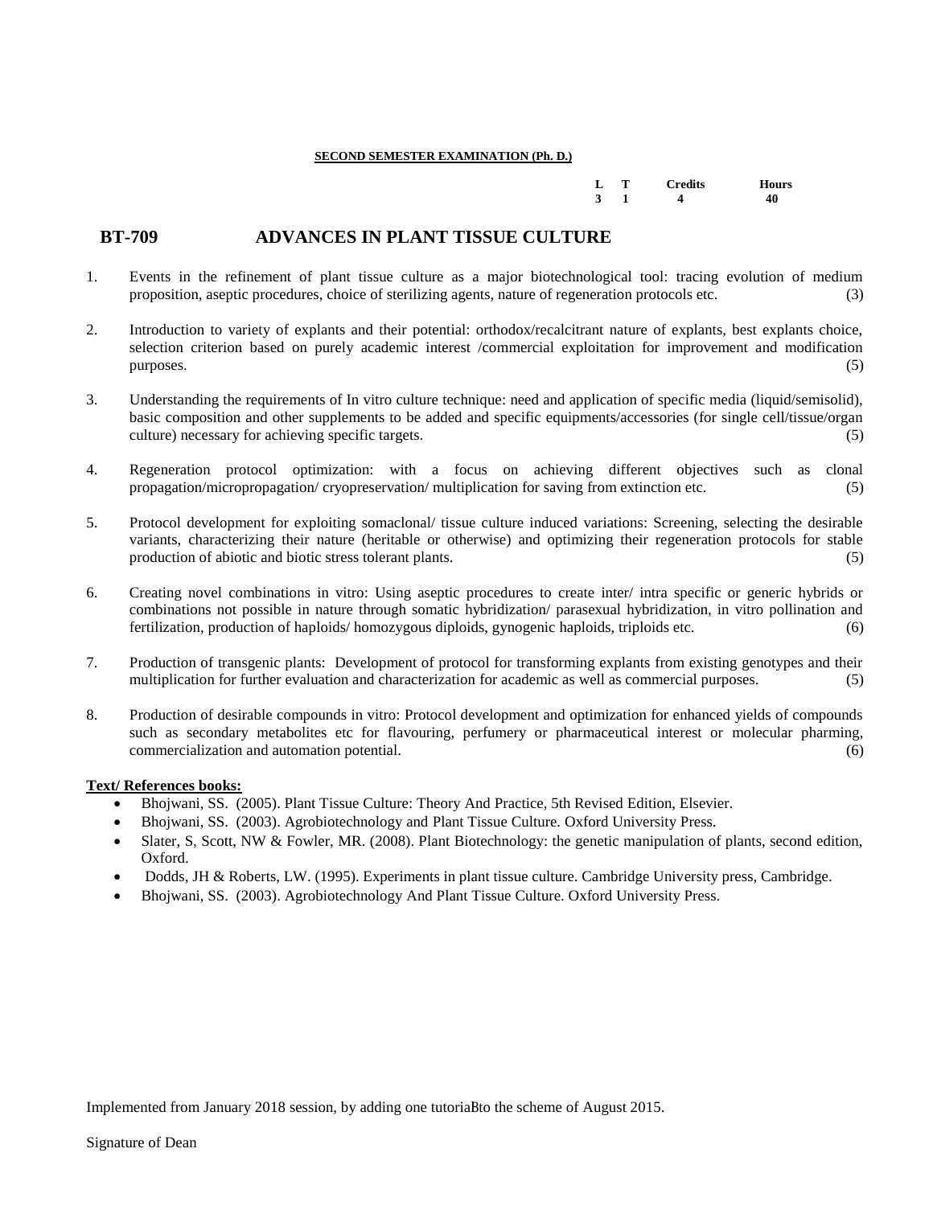**SECOND SEMESTER EXAMINATION (Ph. D.)**

| L | T | Credits | Hours |
|---|---|---|---|
| 3 | 1 | 4 | 40 |

## BT-709 ADVANCES IN PLANT TISSUE CULTURE

1. Events in the refinement of plant tissue culture as a major biotechnological tool: tracing evolution of medium proposition, aseptic procedures, choice of sterilizing agents, nature of regeneration protocols etc. (3)

2. Introduction to variety of explants and their potential: orthodox/recalcitrant nature of explants, best explants choice, selection criterion based on purely academic interest /commercial exploitation for improvement and modification purposes. (5)

3. Understanding the requirements of In vitro culture technique: need and application of specific media (liquid/semisolid), basic composition and other supplements to be added and specific equipments/accessories (for single cell/tissue/organ culture) necessary for achieving specific targets. (5)

4. Regeneration protocol optimization: with a focus on achieving different objectives such as clonal propagation/micropropagation/ cryopreservation/ multiplication for saving from extinction etc. (5)

5. Protocol development for exploiting somaclonal/ tissue culture induced variations: Screening, selecting the desirable variants, characterizing their nature (heritable or otherwise) and optimizing their regeneration protocols for stable production of abiotic and biotic stress tolerant plants. (5)

6. Creating novel combinations in vitro: Using aseptic procedures to create inter/ intra specific or generic hybrids or combinations not possible in nature through somatic hybridization/ parasexual hybridization, in vitro pollination and fertilization, production of haploids/ homozygous diploids, gynogenic haploids, triploids etc. (6)

7. Production of transgenic plants: Development of protocol for transforming explants from existing genotypes and their multiplication for further evaluation and characterization for academic as well as commercial purposes. (5)

8. Production of desirable compounds in vitro: Protocol development and optimization for enhanced yields of compounds such as secondary metabolites etc for flavouring, perfumery or pharmaceutical interest or molecular pharming, commercialization and automation potential. (6)

**Text/ References books:**

- Bhojwani, SS. (2005). Plant Tissue Culture: Theory And Practice, 5th Revised Edition, Elsevier.
- Bhojwani, SS. (2003). Agrobiotechnology and Plant Tissue Culture. Oxford University Press.
- Slater, S, Scott, NW & Fowler, MR. (2008). Plant Biotechnology: the genetic manipulation of plants, second edition, Oxford.
- Dodds, JH & Roberts, LW. (1995). Experiments in plant tissue culture. Cambridge University press, Cambridge.
- Bhojwani, SS. (2003). Agrobiotechnology And Plant Tissue Culture. Oxford University Press.

Implemented from January 2018 session, by adding one tutorial to the scheme of August 2015.

Signature of Dean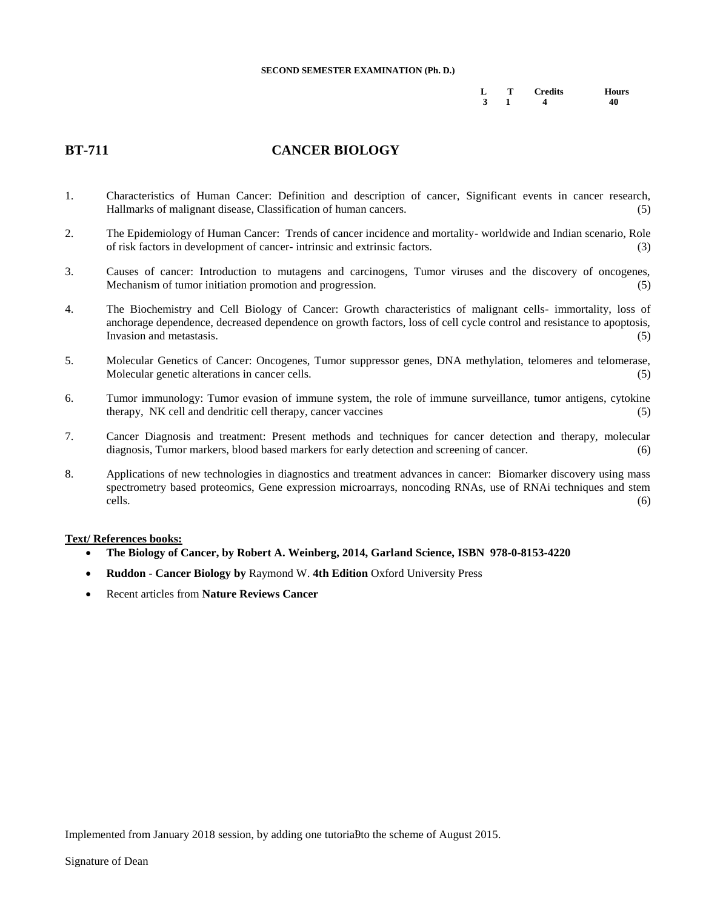**SECOND SEMESTER EXAMINATION (Ph. D.)**

| L | T | Credits | Hours |
| --- | --- | --- | --- |
| 3 | 1 | 4 | 40 |

## BT-711 CANCER BIOLOGY

1. Characteristics of Human Cancer: Definition and description of cancer, Significant events in cancer research, Hallmarks of malignant disease, Classification of human cancers. (5)

2. The Epidemiology of Human Cancer: Trends of cancer incidence and mortality- worldwide and Indian scenario, Role of risk factors in development of cancer- intrinsic and extrinsic factors. (3)

3. Causes of cancer: Introduction to mutagens and carcinogens, Tumor viruses and the discovery of oncogenes, Mechanism of tumor initiation promotion and progression. (5)

4. The Biochemistry and Cell Biology of Cancer: Growth characteristics of malignant cells- immortality, loss of anchorage dependence, decreased dependence on growth factors, loss of cell cycle control and resistance to apoptosis, Invasion and metastasis. (5)

5. Molecular Genetics of Cancer: Oncogenes, Tumor suppressor genes, DNA methylation, telomeres and telomerase, Molecular genetic alterations in cancer cells. (5)

6. Tumor immunology: Tumor evasion of immune system, the role of immune surveillance, tumor antigens, cytokine therapy, NK cell and dendritic cell therapy, cancer vaccines (5)

7. Cancer Diagnosis and treatment: Present methods and techniques for cancer detection and therapy, molecular diagnosis, Tumor markers, blood based markers for early detection and screening of cancer. (6)

8. Applications of new technologies in diagnostics and treatment advances in cancer: Biomarker discovery using mass spectrometry based proteomics, Gene expression microarrays, noncoding RNAs, use of RNAi techniques and stem cells. (6)

**Text/ References books:**

- **The Biology of Cancer, by Robert A. Weinberg, 2014, Garland Science, ISBN 978-0-8153-4220**
- **Ruddon** - **Cancer Biology by** Raymond W. **4th Edition** Oxford University Press
- Recent articles from **Nature Reviews Cancer**

Implemented from January 2018 session, by adding one tutorial to the scheme of August 2015.

Signature of Dean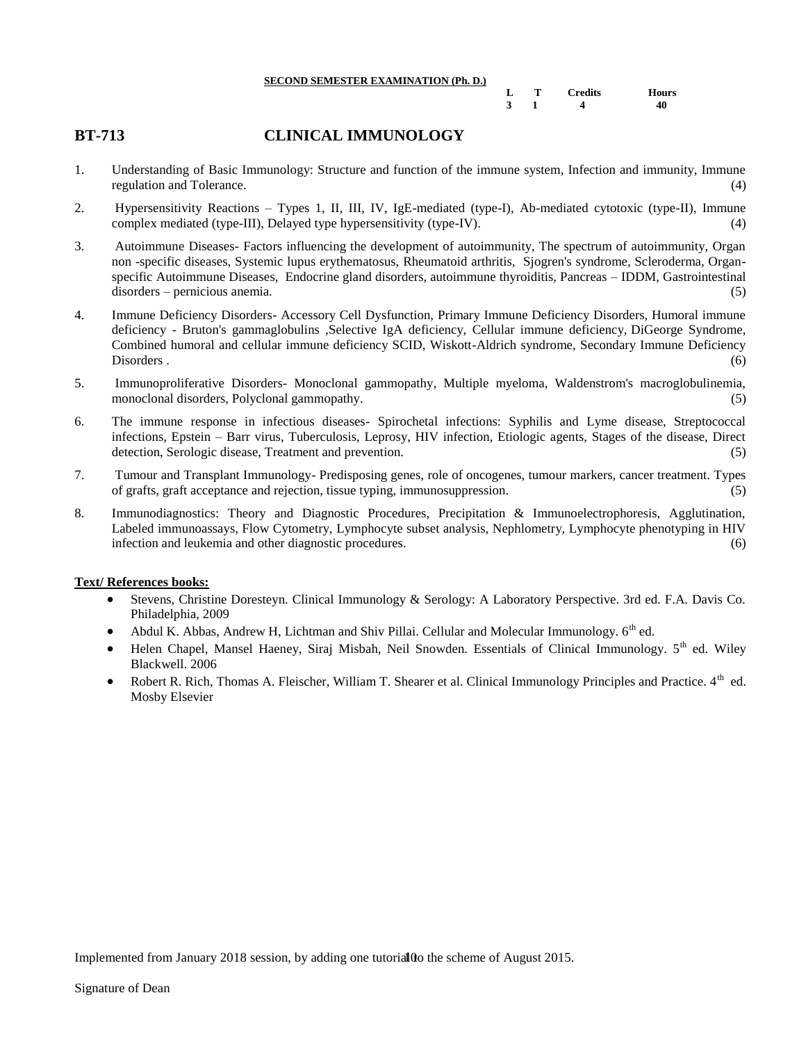**SECOND SEMESTER EXAMINATION (Ph. D.)**

| L | T | Credits | Hours |
|---|---|---|---|
| 3 | 1 | 4 | 40 |

## BT-713 CLINICAL IMMUNOLOGY

1. Understanding of Basic Immunology: Structure and function of the immune system, Infection and immunity, Immune regulation and Tolerance. (4)
2. Hypersensitivity Reactions – Types 1, II, III, IV, IgE-mediated (type-I), Ab-mediated cytotoxic (type-II), Immune complex mediated (type-III), Delayed type hypersensitivity (type-IV). (4)
3. Autoimmune Diseases- Factors influencing the development of autoimmunity, The spectrum of autoimmunity, Organ non -specific diseases, Systemic lupus erythematosus, Rheumatoid arthritis, Sjogren's syndrome, Scleroderma, Organ-specific Autoimmune Diseases, Endocrine gland disorders, autoimmune thyroiditis, Pancreas – IDDM, Gastrointestinal disorders – pernicious anemia. (5)
4. Immune Deficiency Disorders- Accessory Cell Dysfunction, Primary Immune Deficiency Disorders, Humoral immune deficiency - Bruton's gammaglobulins ,Selective IgA deficiency, Cellular immune deficiency, DiGeorge Syndrome, Combined humoral and cellular immune deficiency SCID, Wiskott-Aldrich syndrome, Secondary Immune Deficiency Disorders . (6)
5. Immunoproliferative Disorders- Monoclonal gammopathy, Multiple myeloma, Waldenstrom's macroglobulinemia, monoclonal disorders, Polyclonal gammopathy. (5)
6. The immune response in infectious diseases- Spirochetal infections: Syphilis and Lyme disease, Streptococcal infections, Epstein – Barr virus, Tuberculosis, Leprosy, HIV infection, Etiologic agents, Stages of the disease, Direct detection, Serologic disease, Treatment and prevention. (5)
7. Tumour and Transplant Immunology- Predisposing genes, role of oncogenes, tumour markers, cancer treatment. Types of grafts, graft acceptance and rejection, tissue typing, immunosuppression. (5)
8. Immunodiagnostics: Theory and Diagnostic Procedures, Precipitation & Immunoelectrophoresis, Agglutination, Labeled immunoassays, Flow Cytometry, Lymphocyte subset analysis, Nephlometry, Lymphocyte phenotyping in HIV infection and leukemia and other diagnostic procedures. (6)

**Text/ References books:**

- Stevens, Christine Doresteyn. Clinical Immunology & Serology: A Laboratory Perspective. 3rd ed. F.A. Davis Co. Philadelphia, 2009
- Abdul K. Abbas, Andrew H, Lichtman and Shiv Pillai. Cellular and Molecular Immunology. 6th ed.
- Helen Chapel, Mansel Haeney, Siraj Misbah, Neil Snowden. Essentials of Clinical Immunology. 5th ed. Wiley Blackwell. 2006
- Robert R. Rich, Thomas A. Fleischer, William T. Shearer et al. Clinical Immunology Principles and Practice. 4th ed. Mosby Elsevier

Implemented from January 2018 session, by adding one tutorial to the scheme of August 2015.

Signature of Dean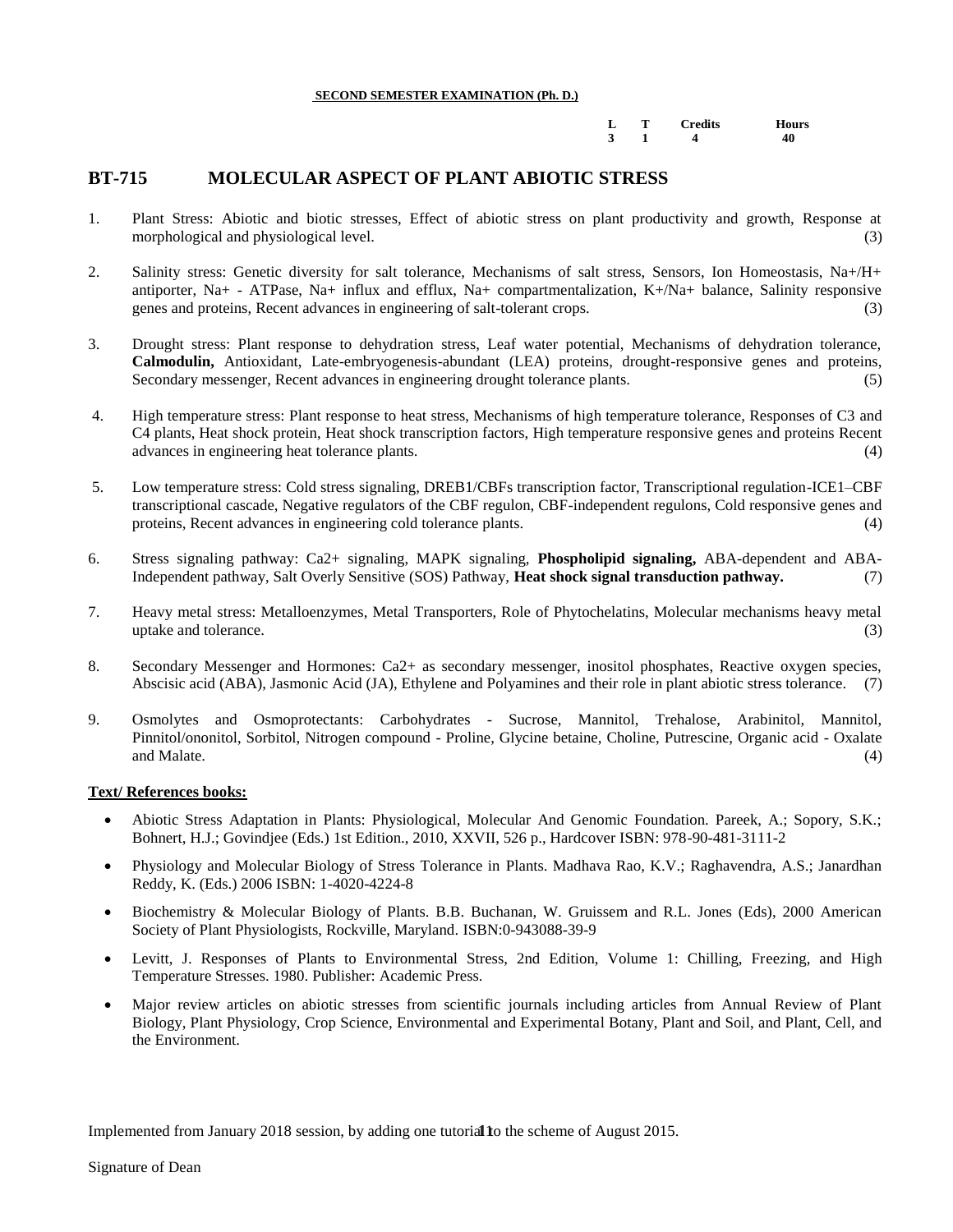**SECOND SEMESTER EXAMINATION (Ph. D.)**

| L | T | Credits | Hours |
|---|---|---|---|
| 3 | 1 | 4 | 40 |

## BT-715 MOLECULAR ASPECT OF PLANT ABIOTIC STRESS

1. Plant Stress: Abiotic and biotic stresses, Effect of abiotic stress on plant productivity and growth, Response at morphological and physiological level. (3)

2. Salinity stress: Genetic diversity for salt tolerance, Mechanisms of salt stress, Sensors, Ion Homeostasis, $Na^+/H^+$ antiporter, $Na^+$ - ATPase, $Na^+$ influx and efflux, $Na^+$ compartmentalization, $K^+/Na^+$ balance, Salinity responsive genes and proteins, Recent advances in engineering of salt-tolerant crops. (3)

3. Drought stress: Plant response to dehydration stress, Leaf water potential, Mechanisms of dehydration tolerance, **Calmodulin,** Antioxidant, Late-embryogenesis-abundant (LEA) proteins, drought-responsive genes and proteins, Secondary messenger, Recent advances in engineering drought tolerance plants. (5)

4. High temperature stress: Plant response to heat stress, Mechanisms of high temperature tolerance, Responses of C3 and C4 plants, Heat shock protein, Heat shock transcription factors, High temperature responsive genes and proteins Recent advances in engineering heat tolerance plants. (4)

5. Low temperature stress: Cold stress signaling, DREB1/CBFs transcription factor, Transcriptional regulation-ICE1–CBF transcriptional cascade, Negative regulators of the CBF regulon, CBF-independent regulons, Cold responsive genes and proteins, Recent advances in engineering cold tolerance plants. (4)

6. Stress signaling pathway: $Ca^{2+}$ signaling, MAPK signaling, **Phospholipid signaling,** ABA-dependent and ABA-Independent pathway, Salt Overly Sensitive (SOS) Pathway, **Heat shock signal transduction pathway.** (7)

7. Heavy metal stress: Metalloenzymes, Metal Transporters, Role of Phytochelatins, Molecular mechanisms heavy metal uptake and tolerance. (3)

8. Secondary Messenger and Hormones: $Ca^{2+}$ as secondary messenger, inositol phosphates, Reactive oxygen species, Abscisic acid (ABA), Jasmonic Acid (JA), Ethylene and Polyamines and their role in plant abiotic stress tolerance. (7)

9. Osmolytes and Osmoprotectants: Carbohydrates - Sucrose, Mannitol, Trehalose, Arabinitol, Mannitol, Pinnitol/ononitol, Sorbitol, Nitrogen compound - Proline, Glycine betaine, Choline, Putrescine, Organic acid - Oxalate and Malate. (4)

**Text/ References books:**

- Abiotic Stress Adaptation in Plants: Physiological, Molecular And Genomic Foundation. Pareek, A.; Sopory, S.K.; Bohnert, H.J.; Govindjee (Eds.) 1st Edition., 2010, XXVII, 526 p., Hardcover ISBN: 978-90-481-3111-2
- Physiology and Molecular Biology of Stress Tolerance in Plants. Madhava Rao, K.V.; Raghavendra, A.S.; Janardhan Reddy, K. (Eds.) 2006 ISBN: 1-4020-4224-8
- Biochemistry & Molecular Biology of Plants. B.B. Buchanan, W. Gruissem and R.L. Jones (Eds), 2000 American Society of Plant Physiologists, Rockville, Maryland. ISBN:0-943088-39-9
- Levitt, J. Responses of Plants to Environmental Stress, 2nd Edition, Volume 1: Chilling, Freezing, and High Temperature Stresses. 1980. Publisher: Academic Press.
- Major review articles on abiotic stresses from scientific journals including articles from Annual Review of Plant Biology, Plant Physiology, Crop Science, Environmental and Experimental Botany, Plant and Soil, and Plant, Cell, and the Environment.

Implemented from January 2018 session, by adding one tutorial to the scheme of August 2015.

Signature of Dean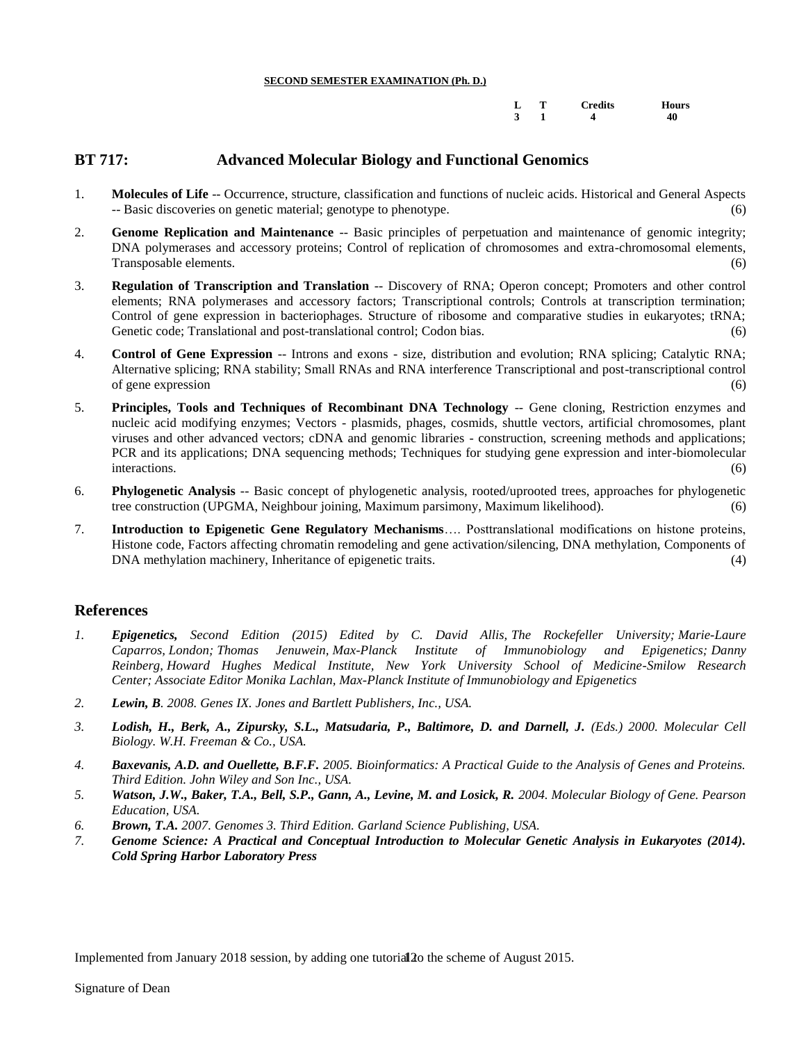**SECOND SEMESTER EXAMINATION (Ph. D.)**

| L | T | Credits | Hours |
|---|---|---|---|
| 3 | 1 | 4 | 40 |

## BT 717: Advanced Molecular Biology and Functional Genomics

1. **Molecules of Life** -- Occurrence, structure, classification and functions of nucleic acids. Historical and General Aspects -- Basic discoveries on genetic material; genotype to phenotype. (6)

2. **Genome Replication and Maintenance** -- Basic principles of perpetuation and maintenance of genomic integrity; DNA polymerases and accessory proteins; Control of replication of chromosomes and extra-chromosomal elements, Transposable elements. (6)

3. **Regulation of Transcription and Translation** -- Discovery of RNA; Operon concept; Promoters and other control elements; RNA polymerases and accessory factors; Transcriptional controls; Controls at transcription termination; Control of gene expression in bacteriophages. Structure of ribosome and comparative studies in eukaryotes; tRNA; Genetic code; Translational and post-translational control; Codon bias. (6)

4. **Control of Gene Expression** -- Introns and exons - size, distribution and evolution; RNA splicing; Catalytic RNA; Alternative splicing; RNA stability; Small RNAs and RNA interference Transcriptional and post-transcriptional control of gene expression (6)

5. **Principles, Tools and Techniques of Recombinant DNA Technology** -- Gene cloning, Restriction enzymes and nucleic acid modifying enzymes; Vectors - plasmids, phages, cosmids, shuttle vectors, artificial chromosomes, plant viruses and other advanced vectors; cDNA and genomic libraries - construction, screening methods and applications; PCR and its applications; DNA sequencing methods; Techniques for studying gene expression and inter-biomolecular interactions. (6)

6. **Phylogenetic Analysis** -- Basic concept of phylogenetic analysis, rooted/uprooted trees, approaches for phylogenetic tree construction (UPGMA, Neighbour joining, Maximum parsimony, Maximum likelihood). (6)

7. **Introduction to Epigenetic Gene Regulatory Mechanisms**…. Posttranslational modifications on histone proteins, Histone code, Factors affecting chromatin remodeling and gene activation/silencing, DNA methylation, Components of DNA methylation machinery, Inheritance of epigenetic traits. (4)

## References

1. ***Epigenetics,*** *Second Edition (2015) Edited by C. David Allis, The Rockefeller University; Marie-Laure Caparros, London; Thomas Jenuwein, Max-Planck Institute of Immunobiology and Epigenetics; Danny Reinberg, Howard Hughes Medical Institute, New York University School of Medicine-Smilow Research Center; Associate Editor Monika Lachlan, Max-Planck Institute of Immunobiology and Epigenetics*
2. ***Lewin, B****. 2008. Genes IX. Jones and Bartlett Publishers, Inc., USA.*
3. ***Lodish, H., Berk, A., Zipursky, S.L., Matsudaria, P., Baltimore, D. and Darnell, J.*** *(Eds.) 2000. Molecular Cell Biology. W.H. Freeman & Co., USA.*
4. ***Baxevanis, A.D. and Ouellette, B.F.F.*** *2005. Bioinformatics: A Practical Guide to the Analysis of Genes and Proteins. Third Edition. John Wiley and Son Inc., USA.*
5. ***Watson, J.W., Baker, T.A., Bell, S.P., Gann, A., Levine, M. and Losick, R.*** *2004. Molecular Biology of Gene. Pearson Education, USA.*
6. ***Brown, T.A.*** *2007. Genomes 3. Third Edition. Garland Science Publishing, USA.*
7. ***Genome Science: A Practical and Conceptual Introduction to Molecular Genetic Analysis in Eukaryotes (2014). Cold Spring Harbor Laboratory Press***

Implemented from January 2018 session, by adding one tutorial to the scheme of August 2015.

Signature of Dean